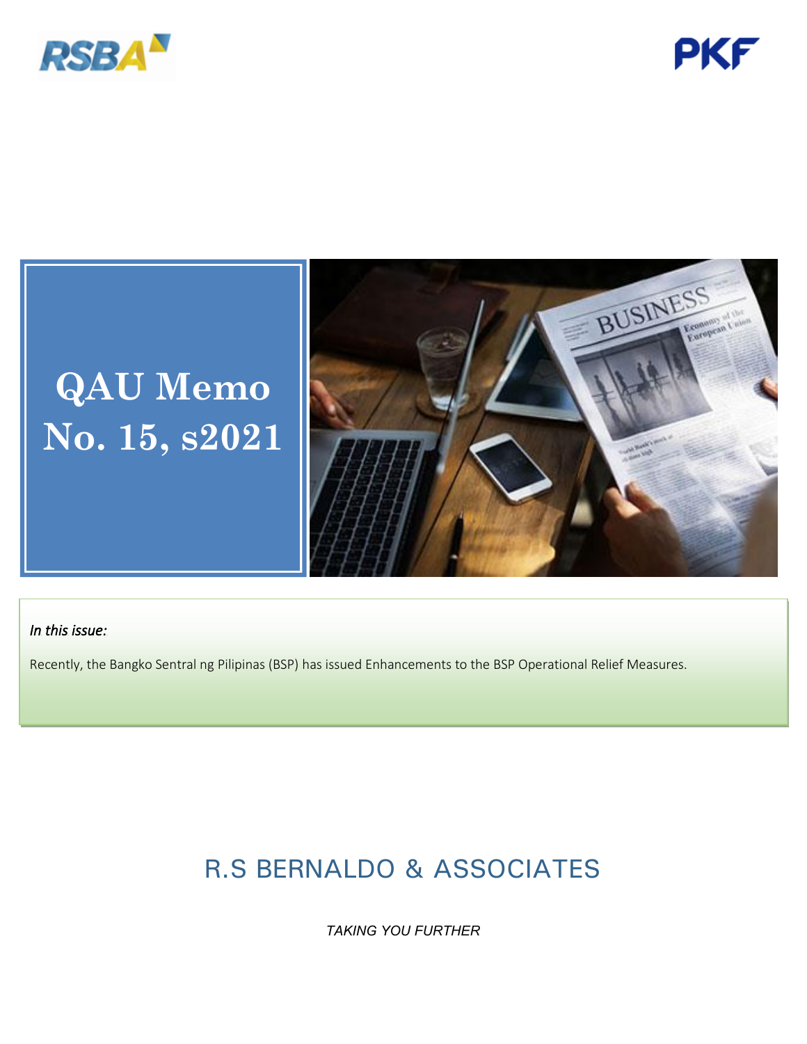# QAU Memo No. 15, s2021

*In this issue:*

Recently, the Bangko Sentral ng Pilipinas (BSP) has issued Enhancements to the BSP Operational Relief Measures.

## R.S BERNALDO & ASSOCIATES

*TAKING YOU FURTHER*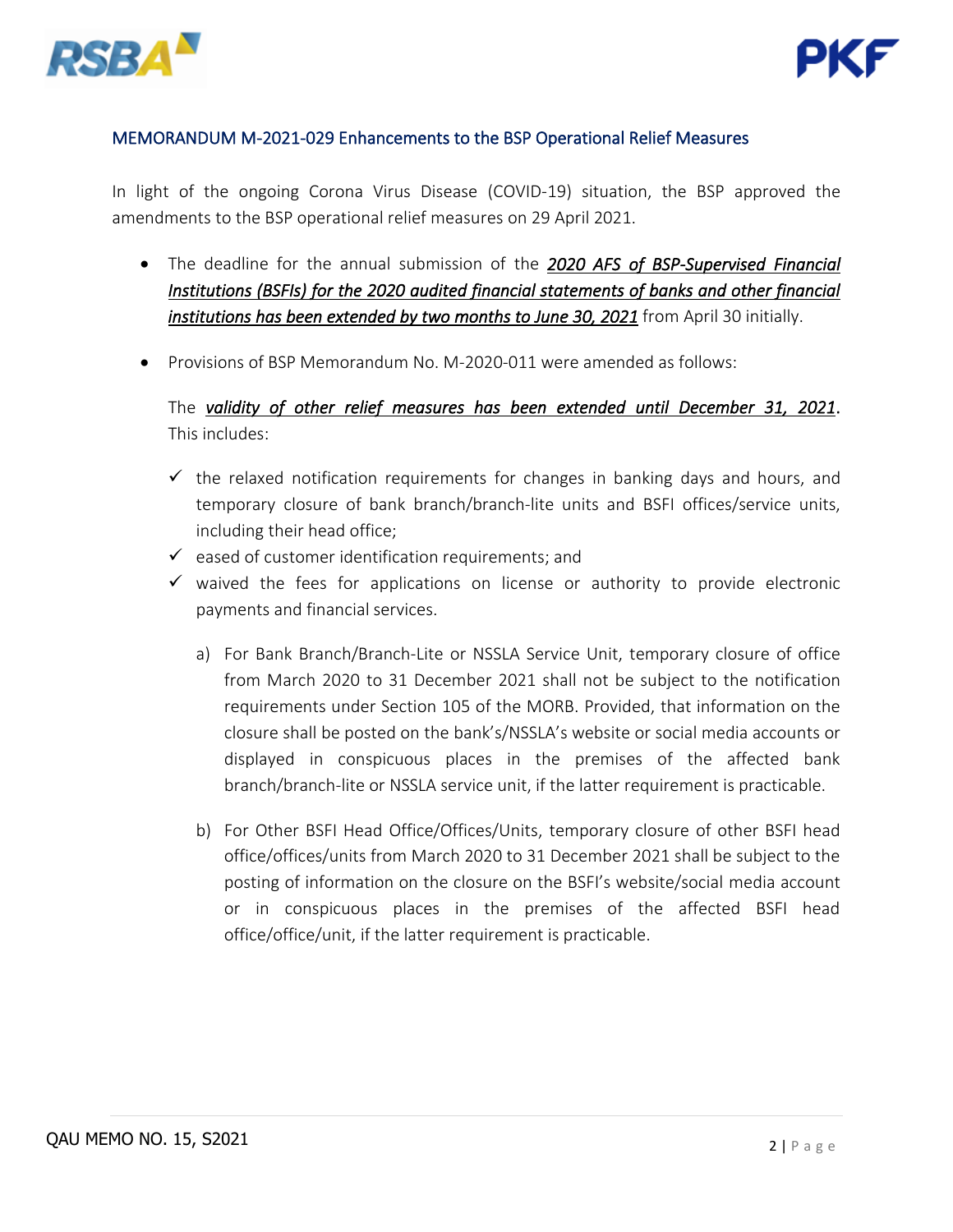## MEMORANDUM M-2021-029 Enhancements to the BSP Operational Relief Measures

In light of the ongoing Corona Virus Disease (COVID-19) situation, the BSP approved the amendments to the BSP operational relief measures on 29 April 2021.

- The deadline for the annual submission of the ***2020 AFS of BSP-Supervised Financial Institutions (BSFIs) for the 2020 audited financial statements of banks and other financial institutions has been extended by two months to June 30, 2021*** from April 30 initially.

- Provisions of BSP Memorandum No. M-2020-011 were amended as follows:

  The ***validity of other relief measures has been extended until December 31, 2021***. This includes:

  - ✓ the relaxed notification requirements for changes in banking days and hours, and temporary closure of bank branch/branch-lite units and BSFI offices/service units, including their head office;
  - ✓ eased of customer identification requirements; and
  - ✓ waived the fees for applications on license or authority to provide electronic payments and financial services.

    a) For Bank Branch/Branch-Lite or NSSLA Service Unit, temporary closure of office from March 2020 to 31 December 2021 shall not be subject to the notification requirements under Section 105 of the MORB. Provided, that information on the closure shall be posted on the bank's/NSSLA's website or social media accounts or displayed in conspicuous places in the premises of the affected bank branch/branch-lite or NSSLA service unit, if the latter requirement is practicable.

    b) For Other BSFI Head Office/Offices/Units, temporary closure of other BSFI head office/offices/units from March 2020 to 31 December 2021 shall be subject to the posting of information on the closure on the BSFI's website/social media account or in conspicuous places in the premises of the affected BSFI head office/office/unit, if the latter requirement is practicable.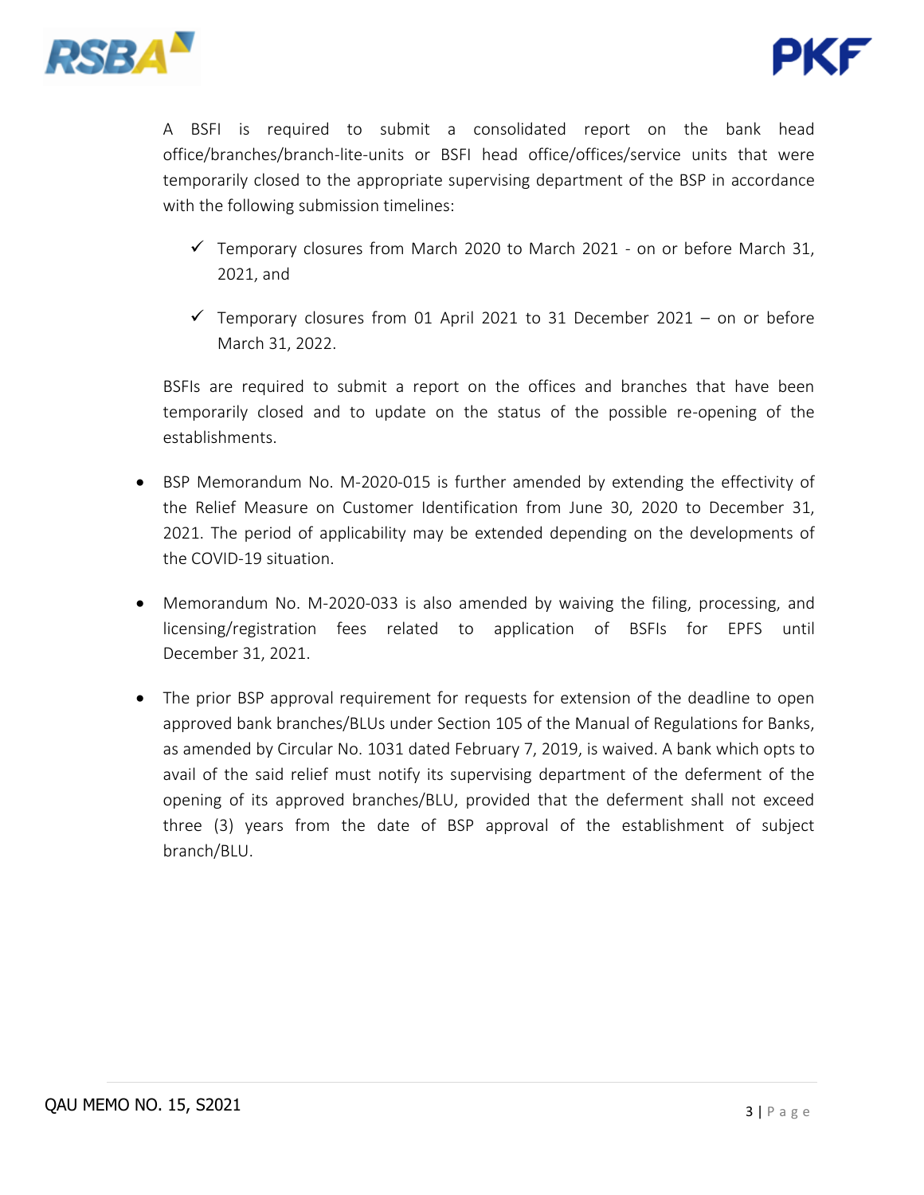A BSFI is required to submit a consolidated report on the bank head office/branches/branch-lite-units or BSFI head office/offices/service units that were temporarily closed to the appropriate supervising department of the BSP in accordance with the following submission timelines:

- ✓ Temporary closures from March 2020 to March 2021 - on or before March 31, 2021, and
- ✓ Temporary closures from 01 April 2021 to 31 December 2021 – on or before March 31, 2022.

BSFIs are required to submit a report on the offices and branches that have been temporarily closed and to update on the status of the possible re-opening of the establishments.

- BSP Memorandum No. M-2020-015 is further amended by extending the effectivity of the Relief Measure on Customer Identification from June 30, 2020 to December 31, 2021. The period of applicability may be extended depending on the developments of the COVID-19 situation.

- Memorandum No. M-2020-033 is also amended by waiving the filing, processing, and licensing/registration fees related to application of BSFIs for EPFS until December 31, 2021.

- The prior BSP approval requirement for requests for extension of the deadline to open approved bank branches/BLUs under Section 105 of the Manual of Regulations for Banks, as amended by Circular No. 1031 dated February 7, 2019, is waived. A bank which opts to avail of the said relief must notify its supervising department of the deferment of the opening of its approved branches/BLU, provided that the deferment shall not exceed three (3) years from the date of BSP approval of the establishment of subject branch/BLU.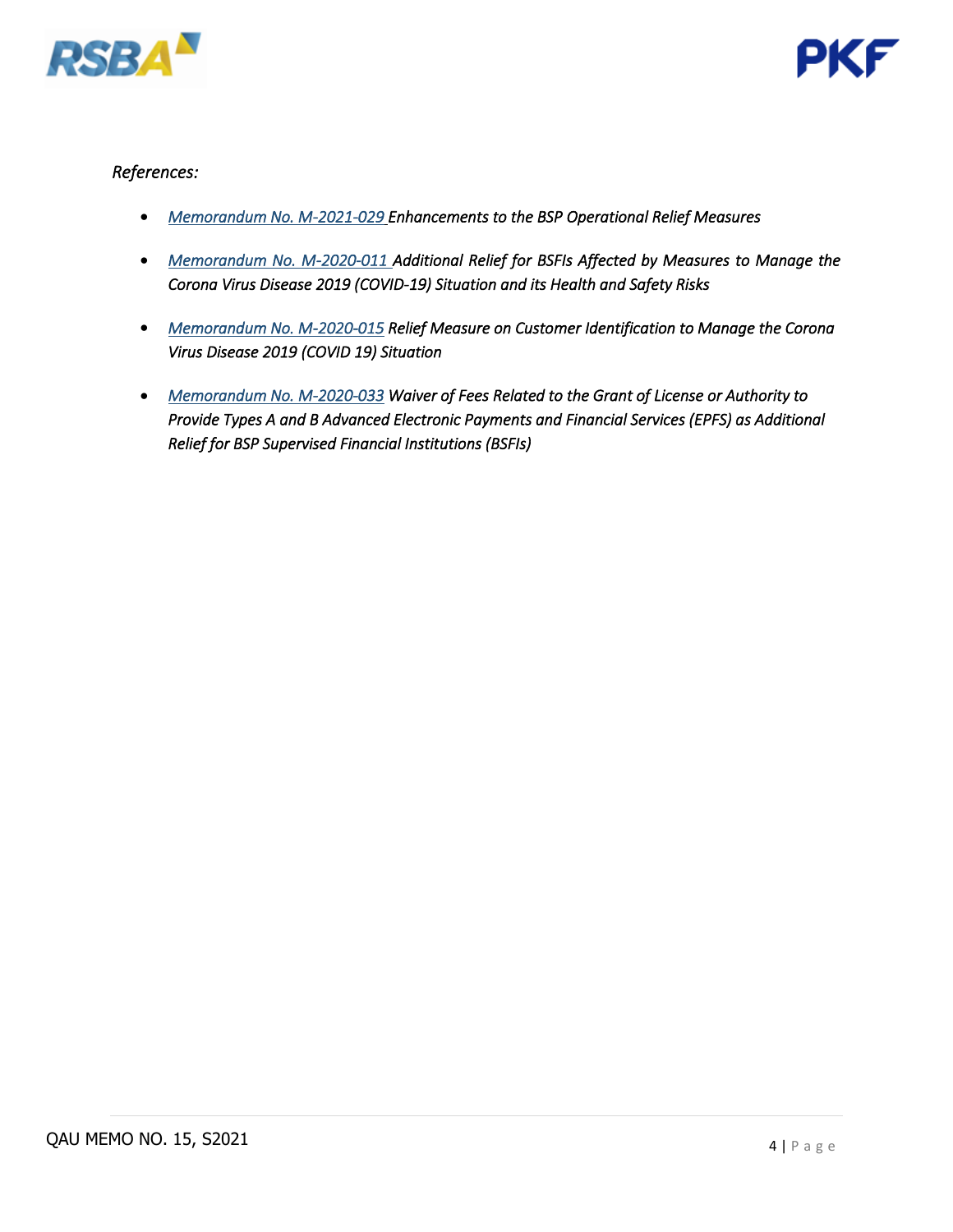*References:*

- *Memorandum No. M-2021-029 Enhancements to the BSP Operational Relief Measures*
- *Memorandum No. M-2020-011 Additional Relief for BSFIs Affected by Measures to Manage the Corona Virus Disease 2019 (COVID-19) Situation and its Health and Safety Risks*
- *Memorandum No. M-2020-015 Relief Measure on Customer Identification to Manage the Corona Virus Disease 2019 (COVID 19) Situation*
- *Memorandum No. M-2020-033 Waiver of Fees Related to the Grant of License or Authority to Provide Types A and B Advanced Electronic Payments and Financial Services (EPFS) as Additional Relief for BSP Supervised Financial Institutions (BSFIs)*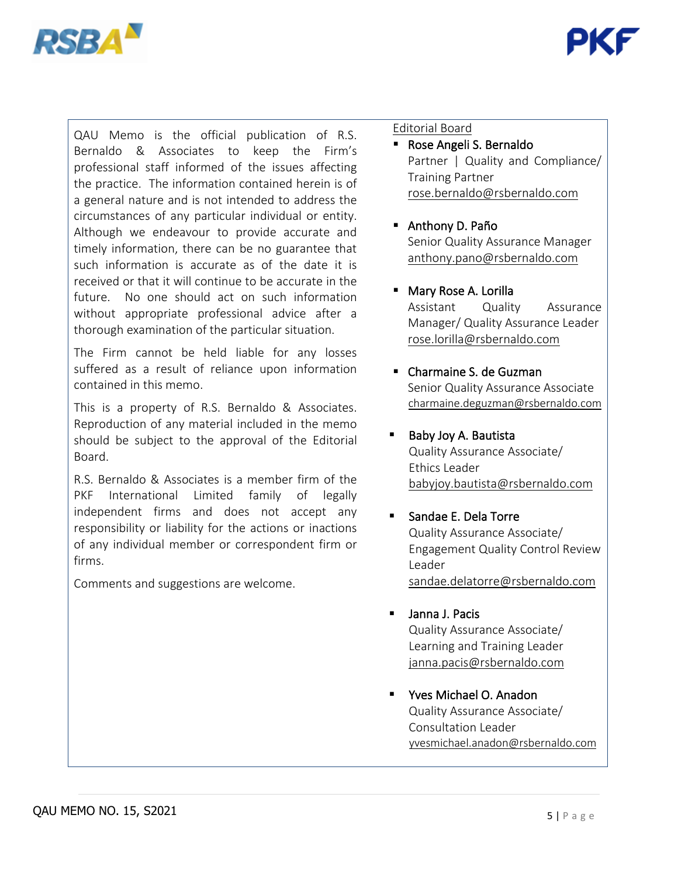QAU Memo is the official publication of R.S. Bernaldo & Associates to keep the Firm's professional staff informed of the issues affecting the practice. The information contained herein is of a general nature and is not intended to address the circumstances of any particular individual or entity. Although we endeavour to provide accurate and timely information, there can be no guarantee that such information is accurate as of the date it is received or that it will continue to be accurate in the future. No one should act on such information without appropriate professional advice after a thorough examination of the particular situation.

The Firm cannot be held liable for any losses suffered as a result of reliance upon information contained in this memo.

This is a property of R.S. Bernaldo & Associates. Reproduction of any material included in the memo should be subject to the approval of the Editorial Board.

R.S. Bernaldo & Associates is a member firm of the PKF International Limited family of legally independent firms and does not accept any responsibility or liability for the actions or inactions of any individual member or correspondent firm or firms.

Comments and suggestions are welcome.

Editorial Board

- Rose Angeli S. Bernaldo
  Partner | Quality and Compliance/ Training Partner
  rose.bernaldo@rsbernaldo.com

- Anthony D. Paño
  Senior Quality Assurance Manager
  anthony.pano@rsbernaldo.com

- Mary Rose A. Lorilla
  Assistant Quality Assurance Manager/ Quality Assurance Leader
  rose.lorilla@rsbernaldo.com

- Charmaine S. de Guzman
  Senior Quality Assurance Associate
  charmaine.deguzman@rsbernaldo.com

- Baby Joy A. Bautista
  Quality Assurance Associate/ Ethics Leader
  babyjoy.bautista@rsbernaldo.com

- Sandae E. Dela Torre
  Quality Assurance Associate/ Engagement Quality Control Review Leader
  sandae.delatorre@rsbernaldo.com

- Janna J. Pacis
  Quality Assurance Associate/ Learning and Training Leader
  janna.pacis@rsbernaldo.com

- Yves Michael O. Anadon
  Quality Assurance Associate/ Consultation Leader
  yvesmichael.anadon@rsbernaldo.com